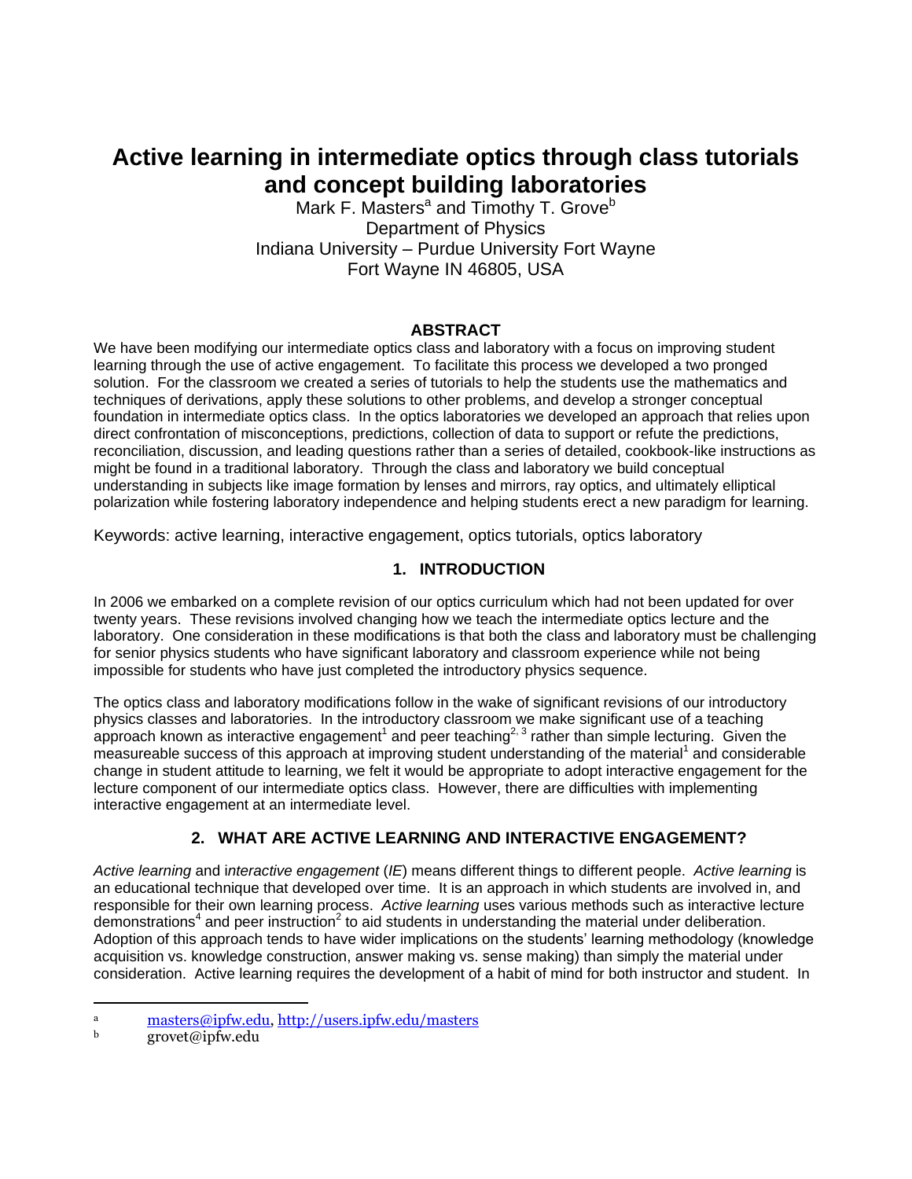# Active learning in intermediate optics through class tutorials and concept building laboratories

Mark F. Masters[a] and Timothy T. Grove[b]
Department of Physics
Indiana University – Purdue University Fort Wayne
Fort Wayne IN 46805, USA

## ABSTRACT

We have been modifying our intermediate optics class and laboratory with a focus on improving student learning through the use of active engagement. To facilitate this process we developed a two pronged solution. For the classroom we created a series of tutorials to help the students use the mathematics and techniques of derivations, apply these solutions to other problems, and develop a stronger conceptual foundation in intermediate optics class. In the optics laboratories we developed an approach that relies upon direct confrontation of misconceptions, predictions, collection of data to support or refute the predictions, reconciliation, discussion, and leading questions rather than a series of detailed, cookbook-like instructions as might be found in a traditional laboratory. Through the class and laboratory we build conceptual understanding in subjects like image formation by lenses and mirrors, ray optics, and ultimately elliptical polarization while fostering laboratory independence and helping students erect a new paradigm for learning.

Keywords: active learning, interactive engagement, optics tutorials, optics laboratory

## 1. INTRODUCTION

In 2006 we embarked on a complete revision of our optics curriculum which had not been updated for over twenty years. These revisions involved changing how we teach the intermediate optics lecture and the laboratory. One consideration in these modifications is that both the class and laboratory must be challenging for senior physics students who have significant laboratory and classroom experience while not being impossible for students who have just completed the introductory physics sequence.

The optics class and laboratory modifications follow in the wake of significant revisions of our introductory physics classes and laboratories. In the introductory classroom we make significant use of a teaching approach known as interactive engagement[1] and peer teaching[2, 3] rather than simple lecturing. Given the measureable success of this approach at improving student understanding of the material[1] and considerable change in student attitude to learning, we felt it would be appropriate to adopt interactive engagement for the lecture component of our intermediate optics class. However, there are difficulties with implementing interactive engagement at an intermediate level.

## 2. WHAT ARE ACTIVE LEARNING AND INTERACTIVE ENGAGEMENT?

*Active learning* and i*nteractive engagement* (*IE*) means different things to different people. *Active learning* is an educational technique that developed over time. It is an approach in which students are involved in, and responsible for their own learning process. *Active learning* uses various methods such as interactive lecture demonstrations[4] and peer instruction[2] to aid students in understanding the material under deliberation. Adoption of this approach tends to have wider implications on the students' learning methodology (knowledge acquisition vs. knowledge construction, answer making vs. sense making) than simply the material under consideration. Active learning requires the development of a habit of mind for both instructor and student. In

---

[a] masters@ipfw.edu, http://users.ipfw.edu/masters

[b] grovet@ipfw.edu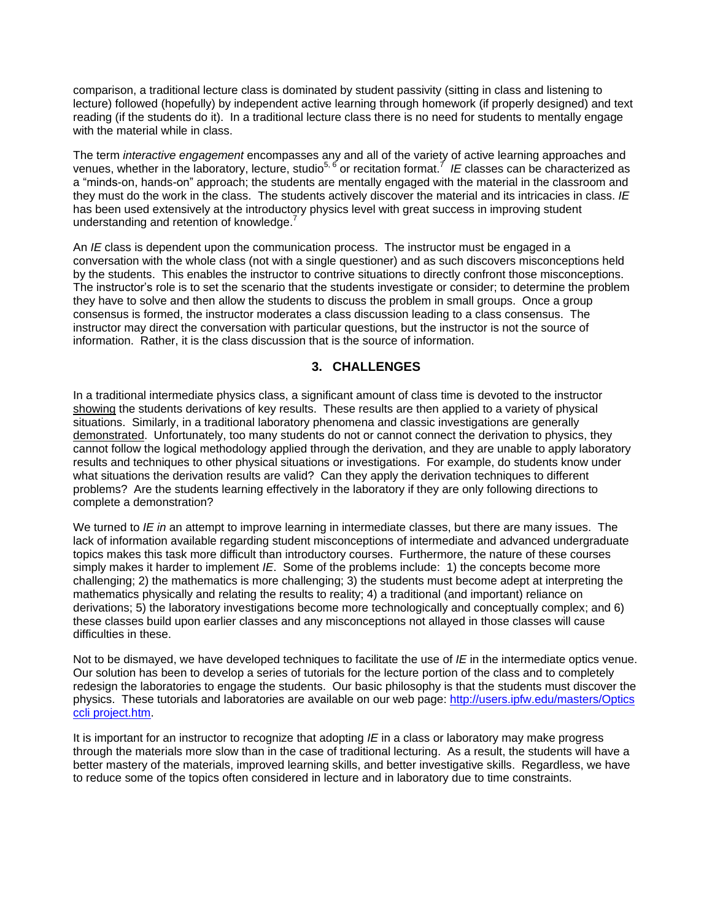comparison, a traditional lecture class is dominated by student passivity (sitting in class and listening to lecture) followed (hopefully) by independent active learning through homework (if properly designed) and text reading (if the students do it). In a traditional lecture class there is no need for students to mentally engage with the material while in class.

The term *interactive engagement* encompasses any and all of the variety of active learning approaches and venues, whether in the laboratory, lecture, studio[5, 6] or recitation format.[7] *IE* classes can be characterized as a "minds-on, hands-on" approach; the students are mentally engaged with the material in the classroom and they must do the work in the class. The students actively discover the material and its intricacies in class. *IE* has been used extensively at the introductory physics level with great success in improving student understanding and retention of knowledge.[7]

An *IE* class is dependent upon the communication process. The instructor must be engaged in a conversation with the whole class (not with a single questioner) and as such discovers misconceptions held by the students. This enables the instructor to contrive situations to directly confront those misconceptions. The instructor's role is to set the scenario that the students investigate or consider; to determine the problem they have to solve and then allow the students to discuss the problem in small groups. Once a group consensus is formed, the instructor moderates a class discussion leading to a class consensus. The instructor may direct the conversation with particular questions, but the instructor is not the source of information. Rather, it is the class discussion that is the source of information.

## 3. CHALLENGES

In a traditional intermediate physics class, a significant amount of class time is devoted to the instructor <u>showing</u> the students derivations of key results. These results are then applied to a variety of physical situations. Similarly, in a traditional laboratory phenomena and classic investigations are generally <u>demonstrated</u>. Unfortunately, too many students do not or cannot connect the derivation to physics, they cannot follow the logical methodology applied through the derivation, and they are unable to apply laboratory results and techniques to other physical situations or investigations. For example, do students know under what situations the derivation results are valid? Can they apply the derivation techniques to different problems? Are the students learning effectively in the laboratory if they are only following directions to complete a demonstration?

We turned to *IE in* an attempt to improve learning in intermediate classes, but there are many issues. The lack of information available regarding student misconceptions of intermediate and advanced undergraduate topics makes this task more difficult than introductory courses. Furthermore, the nature of these courses simply makes it harder to implement *IE*. Some of the problems include: 1) the concepts become more challenging; 2) the mathematics is more challenging; 3) the students must become adept at interpreting the mathematics physically and relating the results to reality; 4) a traditional (and important) reliance on derivations; 5) the laboratory investigations become more technologically and conceptually complex; and 6) these classes build upon earlier classes and any misconceptions not allayed in those classes will cause difficulties in these.

Not to be dismayed, we have developed techniques to facilitate the use of *IE* in the intermediate optics venue. Our solution has been to develop a series of tutorials for the lecture portion of the class and to completely redesign the laboratories to engage the students. Our basic philosophy is that the students must discover the physics. These tutorials and laboratories are available on our web page: http://users.ipfw.edu/masters/Optics ccli project.htm.

It is important for an instructor to recognize that adopting *IE* in a class or laboratory may make progress through the materials more slow than in the case of traditional lecturing. As a result, the students will have a better mastery of the materials, improved learning skills, and better investigative skills. Regardless, we have to reduce some of the topics often considered in lecture and in laboratory due to time constraints.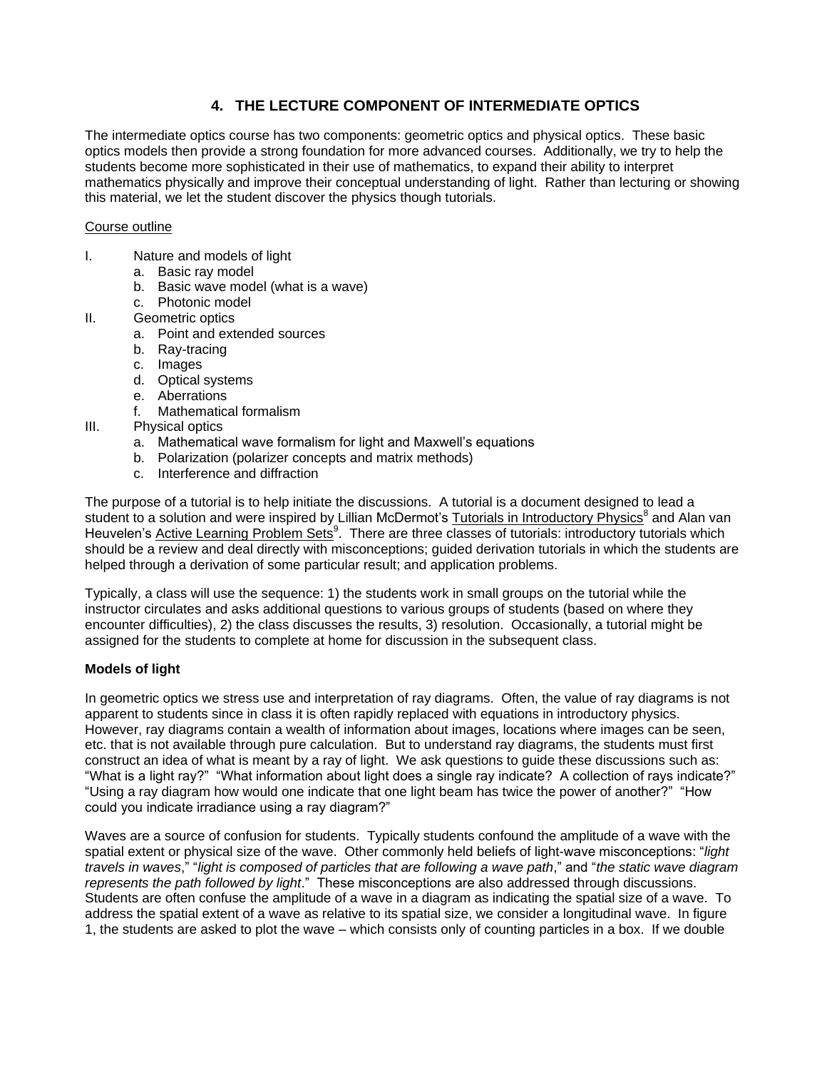## 4. THE LECTURE COMPONENT OF INTERMEDIATE OPTICS

The intermediate optics course has two components: geometric optics and physical optics. These basic optics models then provide a strong foundation for more advanced courses. Additionally, we try to help the students become more sophisticated in their use of mathematics, to expand their ability to interpret mathematics physically and improve their conceptual understanding of light. Rather than lecturing or showing this material, we let the student discover the physics though tutorials.

Course outline

- I. Nature and models of light
  - a. Basic ray model
  - b. Basic wave model (what is a wave)
  - c. Photonic model
- II. Geometric optics
  - a. Point and extended sources
  - b. Ray-tracing
  - c. Images
  - d. Optical systems
  - e. Aberrations
  - f. Mathematical formalism
- III. Physical optics
  - a. Mathematical wave formalism for light and Maxwell's equations
  - b. Polarization (polarizer concepts and matrix methods)
  - c. Interference and diffraction

The purpose of a tutorial is to help initiate the discussions. A tutorial is a document designed to lead a student to a solution and were inspired by Lillian McDermot's Tutorials in Introductory Physics[8] and Alan van Heuvelen's Active Learning Problem Sets[9]. There are three classes of tutorials: introductory tutorials which should be a review and deal directly with misconceptions; guided derivation tutorials in which the students are helped through a derivation of some particular result; and application problems.

Typically, a class will use the sequence: 1) the students work in small groups on the tutorial while the instructor circulates and asks additional questions to various groups of students (based on where they encounter difficulties), 2) the class discusses the results, 3) resolution. Occasionally, a tutorial might be assigned for the students to complete at home for discussion in the subsequent class.

**Models of light**

In geometric optics we stress use and interpretation of ray diagrams. Often, the value of ray diagrams is not apparent to students since in class it is often rapidly replaced with equations in introductory physics. However, ray diagrams contain a wealth of information about images, locations where images can be seen, etc. that is not available through pure calculation. But to understand ray diagrams, the students must first construct an idea of what is meant by a ray of light. We ask questions to guide these discussions such as: "What is a light ray?" "What information about light does a single ray indicate? A collection of rays indicate?" "Using a ray diagram how would one indicate that one light beam has twice the power of another?" "How could you indicate irradiance using a ray diagram?"

Waves are a source of confusion for students. Typically students confound the amplitude of a wave with the spatial extent or physical size of the wave. Other commonly held beliefs of light-wave misconceptions: "*light travels in waves*," "*light is composed of particles that are following a wave path*," and "*the static wave diagram represents the path followed by light*." These misconceptions are also addressed through discussions. Students are often confuse the amplitude of a wave in a diagram as indicating the spatial size of a wave. To address the spatial extent of a wave as relative to its spatial size, we consider a longitudinal wave. In figure 1, the students are asked to plot the wave – which consists only of counting particles in a box. If we double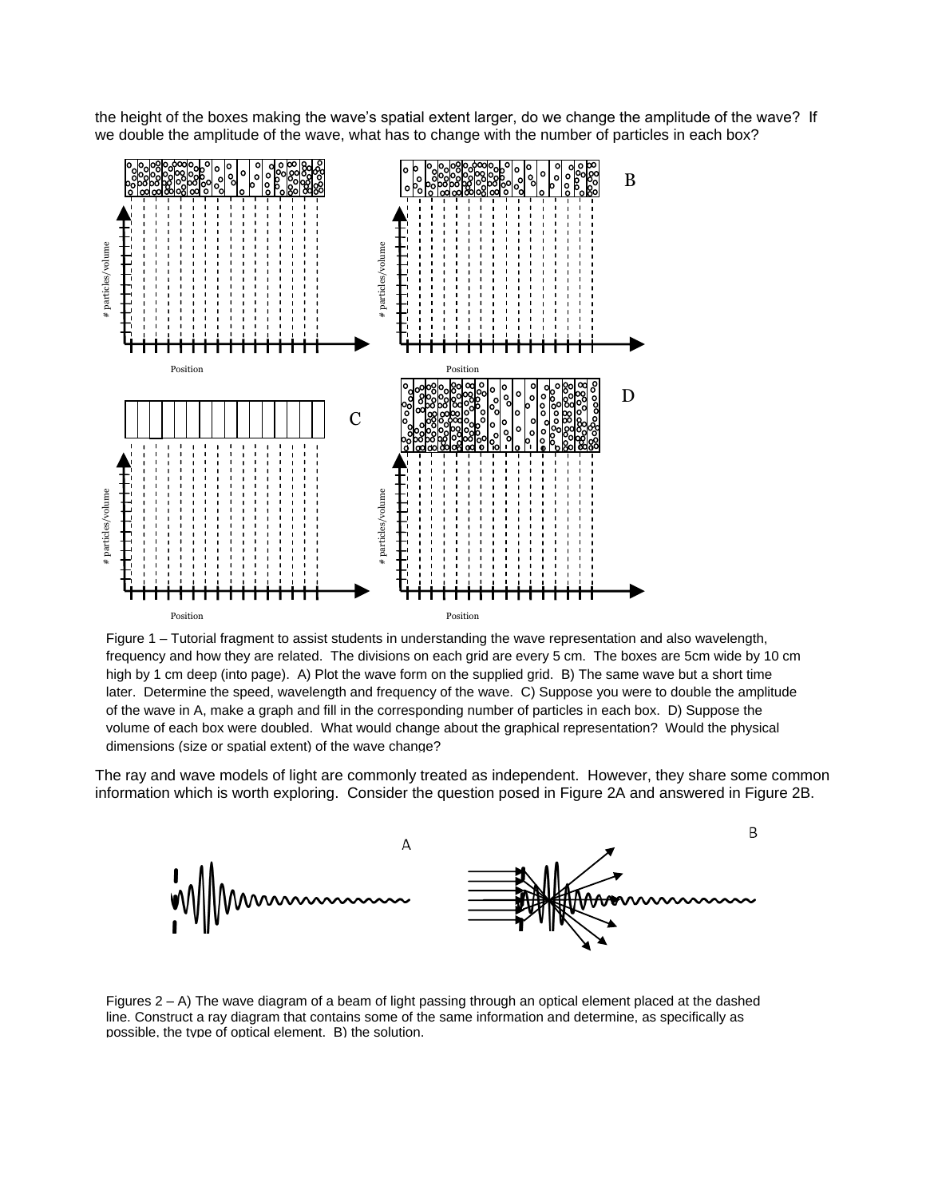the height of the boxes making the wave's spatial extent larger, do we change the amplitude of the wave? If we double the amplitude of the wave, what has to change with the number of particles in each box?

Figure 1 – Tutorial fragment to assist students in understanding the wave representation and also wavelength, frequency and how they are related. The divisions on each grid are every 5 cm. The boxes are 5cm wide by 10 cm high by 1 cm deep (into page). A) Plot the wave form on the supplied grid. B) The same wave but a short time later. Determine the speed, wavelength and frequency of the wave. C) Suppose you were to double the amplitude of the wave in A, make a graph and fill in the corresponding number of particles in each box. D) Suppose the volume of each box were doubled. What would change about the graphical representation? Would the physical dimensions (size or spatial extent) of the wave change?

The ray and wave models of light are commonly treated as independent. However, they share some common information which is worth exploring. Consider the question posed in Figure 2A and answered in Figure 2B.

Figures 2 – A) The wave diagram of a beam of light passing through an optical element placed at the dashed line. Construct a ray diagram that contains some of the same information and determine, as specifically as possible, the type of optical element. B) the solution.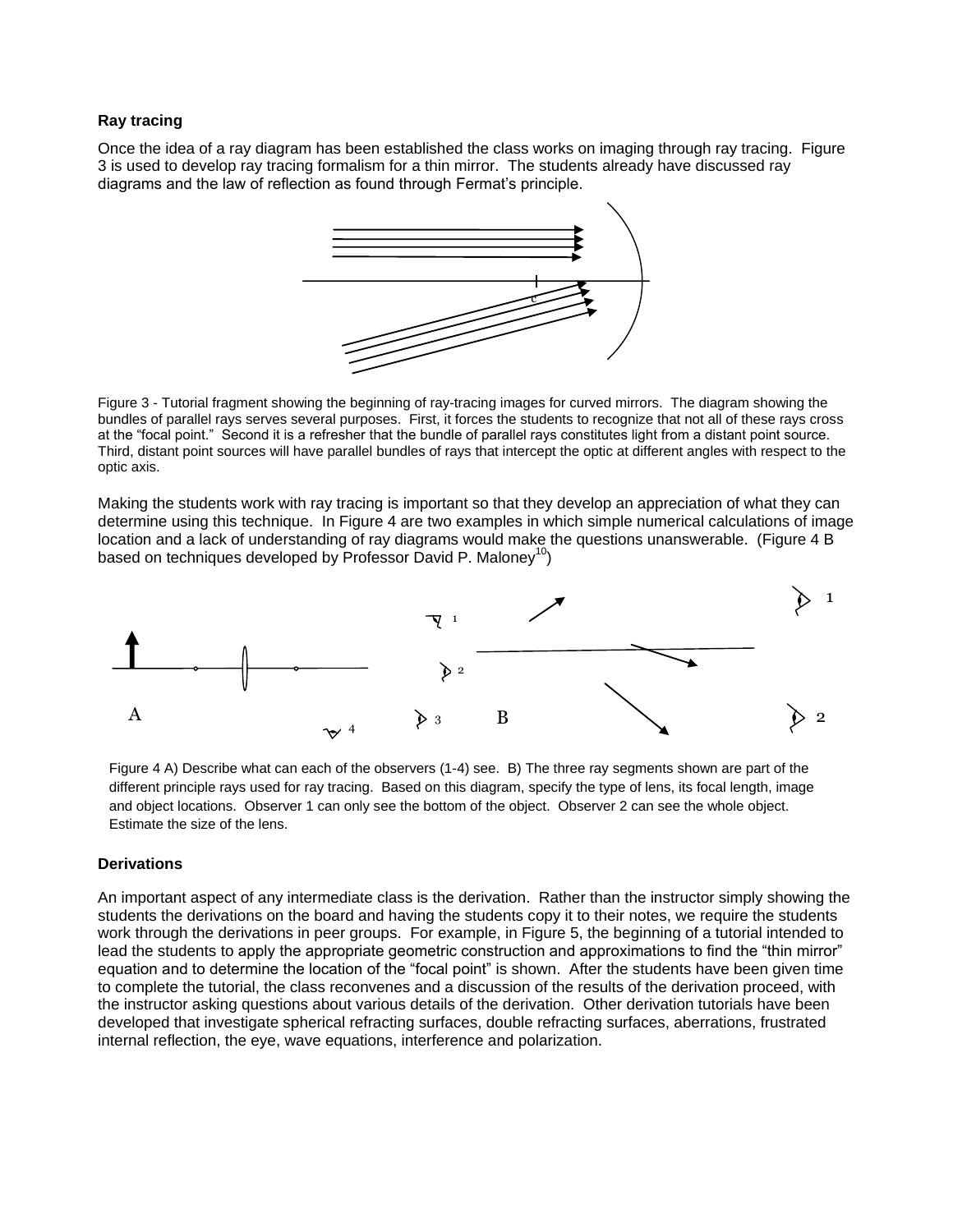**Ray tracing**

Once the idea of a ray diagram has been established the class works on imaging through ray tracing. Figure 3 is used to develop ray tracing formalism for a thin mirror. The students already have discussed ray diagrams and the law of reflection as found through Fermat's principle.

Figure 3 - Tutorial fragment showing the beginning of ray-tracing images for curved mirrors. The diagram showing the bundles of parallel rays serves several purposes. First, it forces the students to recognize that not all of these rays cross at the "focal point." Second it is a refresher that the bundle of parallel rays constitutes light from a distant point source. Third, distant point sources will have parallel bundles of rays that intercept the optic at different angles with respect to the optic axis.

Making the students work with ray tracing is important so that they develop an appreciation of what they can determine using this technique. In Figure 4 are two examples in which simple numerical calculations of image location and a lack of understanding of ray diagrams would make the questions unanswerable. (Figure 4 B based on techniques developed by Professor David P. Maloney[10])

Figure 4 A) Describe what can each of the observers (1-4) see. B) The three ray segments shown are part of the different principle rays used for ray tracing. Based on this diagram, specify the type of lens, its focal length, image and object locations. Observer 1 can only see the bottom of the object. Observer 2 can see the whole object. Estimate the size of the lens.

**Derivations**

An important aspect of any intermediate class is the derivation. Rather than the instructor simply showing the students the derivations on the board and having the students copy it to their notes, we require the students work through the derivations in peer groups. For example, in Figure 5, the beginning of a tutorial intended to lead the students to apply the appropriate geometric construction and approximations to find the "thin mirror" equation and to determine the location of the "focal point" is shown. After the students have been given time to complete the tutorial, the class reconvenes and a discussion of the results of the derivation proceed, with the instructor asking questions about various details of the derivation. Other derivation tutorials have been developed that investigate spherical refracting surfaces, double refracting surfaces, aberrations, frustrated internal reflection, the eye, wave equations, interference and polarization.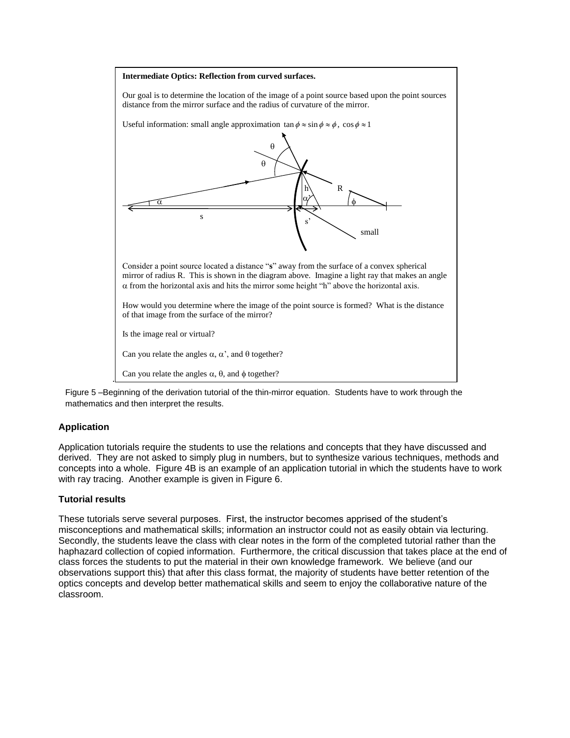**Intermediate Optics: Reflection from curved surfaces.**

Our goal is to determine the location of the image of a point source based upon the point sources distance from the mirror surface and the radius of curvature of the mirror.

Useful information: small angle approximation $\tan\phi \approx \sin\phi \approx \phi,\ \cos\phi \approx 1$

Consider a point source located a distance "**s**" away from the surface of a convex spherical mirror of radius R. This is shown in the diagram above. Imagine a light ray that makes an angle $\alpha$ from the horizontal axis and hits the mirror some height "h" above the horizontal axis.

How would you determine where the image of the point source is formed? What is the distance of that image from the surface of the mirror?

Is the image real or virtual?

Can you relate the angles $\alpha$, $\alpha'$, and $\theta$ together?

Can you relate the angles $\alpha$, $\theta$, and $\phi$ together?

Figure 5 –Beginning of the derivation tutorial of the thin-mirror equation. Students have to work through the mathematics and then interpret the results.

### Application

Application tutorials require the students to use the relations and concepts that they have discussed and derived. They are not asked to simply plug in numbers, but to synthesize various techniques, methods and concepts into a whole. Figure 4B is an example of an application tutorial in which the students have to work with ray tracing. Another example is given in Figure 6.

### Tutorial results

These tutorials serve several purposes. First, the instructor becomes apprised of the student's misconceptions and mathematical skills; information an instructor could not as easily obtain via lecturing. Secondly, the students leave the class with clear notes in the form of the completed tutorial rather than the haphazard collection of copied information. Furthermore, the critical discussion that takes place at the end of class forces the students to put the material in their own knowledge framework. We believe (and our observations support this) that after this class format, the majority of students have better retention of the optics concepts and develop better mathematical skills and seem to enjoy the collaborative nature of the classroom.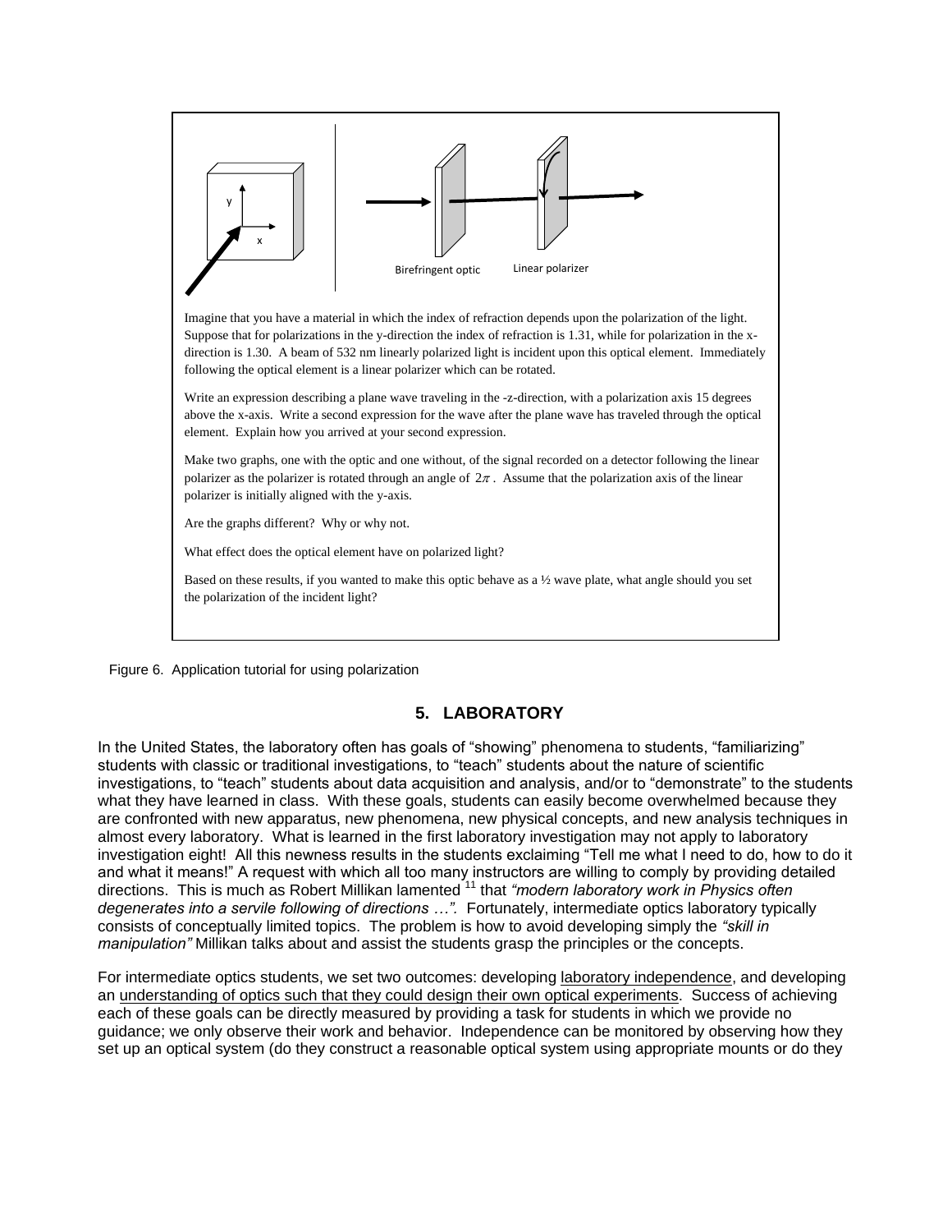y

x

Birefringent optic

Linear polarizer

Imagine that you have a material in which the index of refraction depends upon the polarization of the light. Suppose that for polarizations in the y-direction the index of refraction is 1.31, while for polarization in the x-direction is 1.30. A beam of 532 nm linearly polarized light is incident upon this optical element. Immediately following the optical element is a linear polarizer which can be rotated.

Write an expression describing a plane wave traveling in the -z-direction, with a polarization axis 15 degrees above the x-axis. Write a second expression for the wave after the plane wave has traveled through the optical element. Explain how you arrived at your second expression.

Make two graphs, one with the optic and one without, of the signal recorded on a detector following the linear polarizer as the polarizer is rotated through an angle of $2\pi$. Assume that the polarization axis of the linear polarizer is initially aligned with the y-axis.

Are the graphs different? Why or why not.

What effect does the optical element have on polarized light?

Based on these results, if you wanted to make this optic behave as a ½ wave plate, what angle should you set the polarization of the incident light?

Figure 6. Application tutorial for using polarization

## 5. LABORATORY

In the United States, the laboratory often has goals of "showing" phenomena to students, "familiarizing" students with classic or traditional investigations, to "teach" students about the nature of scientific investigations, to "teach" students about data acquisition and analysis, and/or to "demonstrate" to the students what they have learned in class. With these goals, students can easily become overwhelmed because they are confronted with new apparatus, new phenomena, new physical concepts, and new analysis techniques in almost every laboratory. What is learned in the first laboratory investigation may not apply to laboratory investigation eight! All this newness results in the students exclaiming "Tell me what I need to do, how to do it and what it means!" A request with which all too many instructors are willing to comply by providing detailed directions. This is much as Robert Millikan lamented [11] that *"modern laboratory work in Physics often degenerates into a servile following of directions …".* Fortunately, intermediate optics laboratory typically consists of conceptually limited topics. The problem is how to avoid developing simply the *"skill in manipulation"* Millikan talks about and assist the students grasp the principles or the concepts.

For intermediate optics students, we set two outcomes: developing laboratory independence, and developing an understanding of optics such that they could design their own optical experiments. Success of achieving each of these goals can be directly measured by providing a task for students in which we provide no guidance; we only observe their work and behavior. Independence can be monitored by observing how they set up an optical system (do they construct a reasonable optical system using appropriate mounts or do they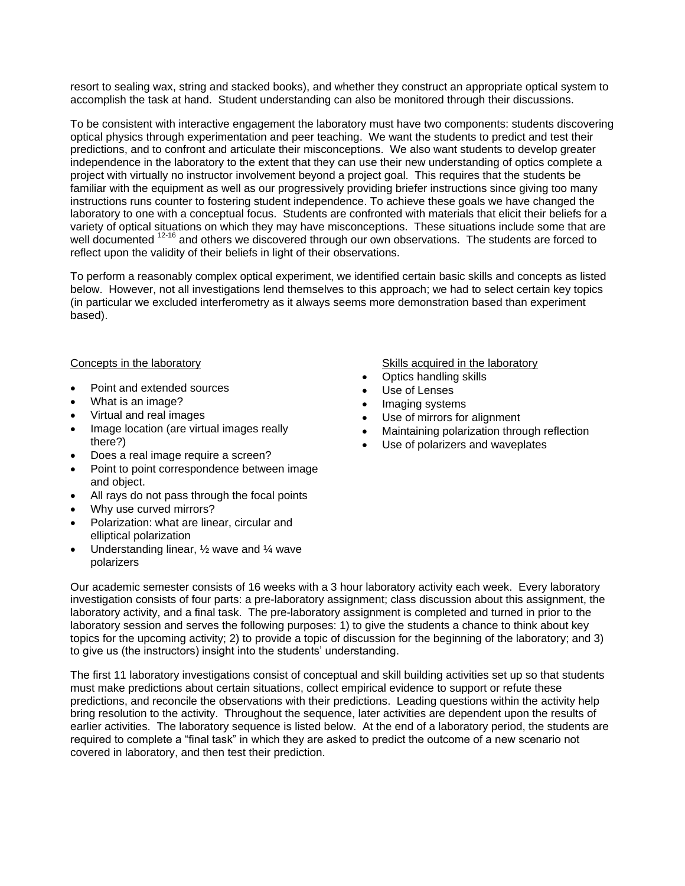resort to sealing wax, string and stacked books), and whether they construct an appropriate optical system to accomplish the task at hand. Student understanding can also be monitored through their discussions.

To be consistent with interactive engagement the laboratory must have two components: students discovering optical physics through experimentation and peer teaching. We want the students to predict and test their predictions, and to confront and articulate their misconceptions. We also want students to develop greater independence in the laboratory to the extent that they can use their new understanding of optics complete a project with virtually no instructor involvement beyond a project goal. This requires that the students be familiar with the equipment as well as our progressively providing briefer instructions since giving too many instructions runs counter to fostering student independence. To achieve these goals we have changed the laboratory to one with a conceptual focus. Students are confronted with materials that elicit their beliefs for a variety of optical situations on which they may have misconceptions. These situations include some that are well documented [12-16] and others we discovered through our own observations. The students are forced to reflect upon the validity of their beliefs in light of their observations.

To perform a reasonably complex optical experiment, we identified certain basic skills and concepts as listed below. However, not all investigations lend themselves to this approach; we had to select certain key topics (in particular we excluded interferometry as it always seems more demonstration based than experiment based).

Concepts in the laboratory

- Point and extended sources
- What is an image?
- Virtual and real images
- Image location (are virtual images really there?)
- Does a real image require a screen?
- Point to point correspondence between image and object.
- All rays do not pass through the focal points
- Why use curved mirrors?
- Polarization: what are linear, circular and elliptical polarization
- Understanding linear, ½ wave and ¼ wave polarizers

Skills acquired in the laboratory

- Optics handling skills
- Use of Lenses
- Imaging systems
- Use of mirrors for alignment
- Maintaining polarization through reflection
- Use of polarizers and waveplates

Our academic semester consists of 16 weeks with a 3 hour laboratory activity each week. Every laboratory investigation consists of four parts: a pre-laboratory assignment; class discussion about this assignment, the laboratory activity, and a final task. The pre-laboratory assignment is completed and turned in prior to the laboratory session and serves the following purposes: 1) to give the students a chance to think about key topics for the upcoming activity; 2) to provide a topic of discussion for the beginning of the laboratory; and 3) to give us (the instructors) insight into the students' understanding.

The first 11 laboratory investigations consist of conceptual and skill building activities set up so that students must make predictions about certain situations, collect empirical evidence to support or refute these predictions, and reconcile the observations with their predictions. Leading questions within the activity help bring resolution to the activity. Throughout the sequence, later activities are dependent upon the results of earlier activities. The laboratory sequence is listed below. At the end of a laboratory period, the students are required to complete a "final task" in which they are asked to predict the outcome of a new scenario not covered in laboratory, and then test their prediction.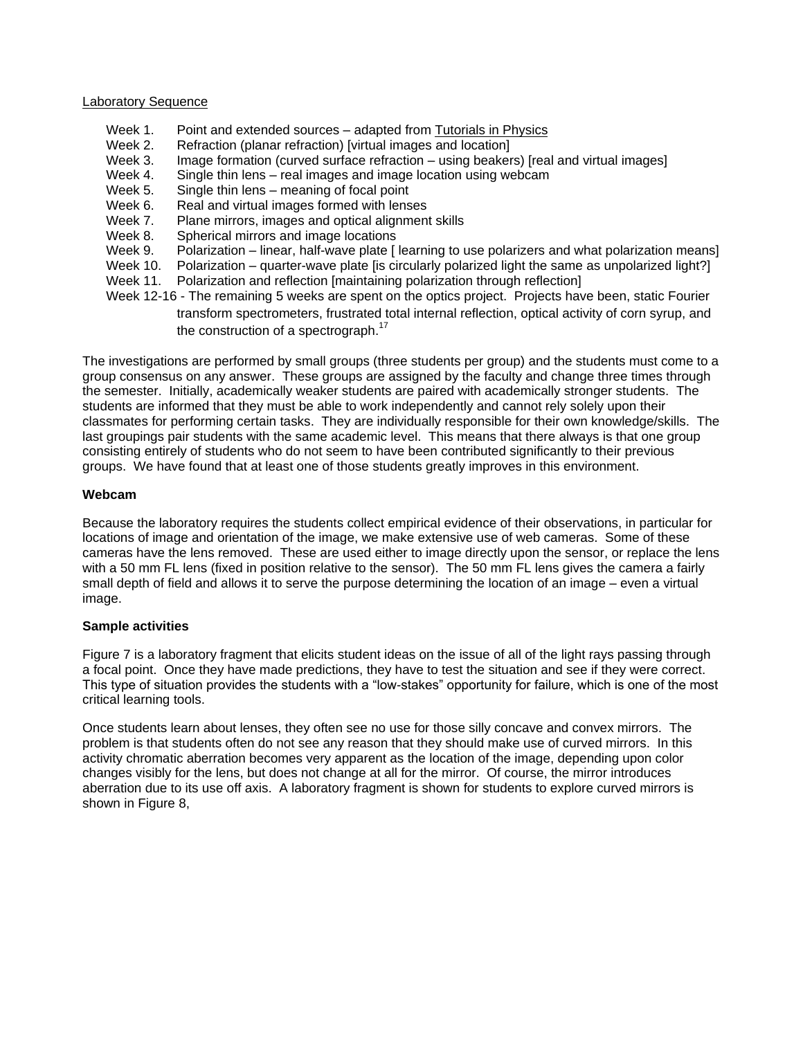Laboratory Sequence

- Week 1. Point and extended sources – adapted from Tutorials in Physics
- Week 2. Refraction (planar refraction) [virtual images and location]
- Week 3. Image formation (curved surface refraction – using beakers) [real and virtual images]
- Week 4. Single thin lens – real images and image location using webcam
- Week 5. Single thin lens – meaning of focal point
- Week 6. Real and virtual images formed with lenses
- Week 7. Plane mirrors, images and optical alignment skills
- Week 8. Spherical mirrors and image locations
- Week 9. Polarization – linear, half-wave plate [ learning to use polarizers and what polarization means]
- Week 10. Polarization – quarter-wave plate [is circularly polarized light the same as unpolarized light?]
- Week 11. Polarization and reflection [maintaining polarization through reflection]
- Week 12-16 - The remaining 5 weeks are spent on the optics project. Projects have been, static Fourier transform spectrometers, frustrated total internal reflection, optical activity of corn syrup, and the construction of a spectrograph.[17]

The investigations are performed by small groups (three students per group) and the students must come to a group consensus on any answer. These groups are assigned by the faculty and change three times through the semester. Initially, academically weaker students are paired with academically stronger students. The students are informed that they must be able to work independently and cannot rely solely upon their classmates for performing certain tasks. They are individually responsible for their own knowledge/skills. The last groupings pair students with the same academic level. This means that there always is that one group consisting entirely of students who do not seem to have been contributed significantly to their previous groups. We have found that at least one of those students greatly improves in this environment.

**Webcam**

Because the laboratory requires the students collect empirical evidence of their observations, in particular for locations of image and orientation of the image, we make extensive use of web cameras. Some of these cameras have the lens removed. These are used either to image directly upon the sensor, or replace the lens with a 50 mm FL lens (fixed in position relative to the sensor). The 50 mm FL lens gives the camera a fairly small depth of field and allows it to serve the purpose determining the location of an image – even a virtual image.

**Sample activities**

Figure 7 is a laboratory fragment that elicits student ideas on the issue of all of the light rays passing through a focal point. Once they have made predictions, they have to test the situation and see if they were correct. This type of situation provides the students with a "low-stakes" opportunity for failure, which is one of the most critical learning tools.

Once students learn about lenses, they often see no use for those silly concave and convex mirrors. The problem is that students often do not see any reason that they should make use of curved mirrors. In this activity chromatic aberration becomes very apparent as the location of the image, depending upon color changes visibly for the lens, but does not change at all for the mirror. Of course, the mirror introduces aberration due to its use off axis. A laboratory fragment is shown for students to explore curved mirrors is shown in Figure 8,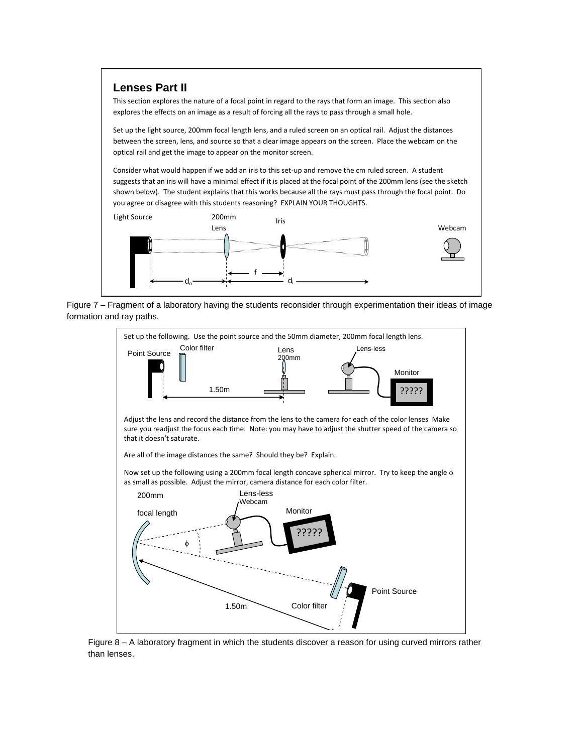## Lenses Part II

This section explores the nature of a focal point in regard to the rays that form an image. This section also explores the effects on an image as a result of forcing all the rays to pass through a small hole.

Set up the light source, 200mm focal length lens, and a ruled screen on an optical rail. Adjust the distances between the screen, lens, and source so that a clear image appears on the screen. Place the webcam on the optical rail and get the image to appear on the monitor screen.

Consider what would happen if we add an iris to this set-up and remove the cm ruled screen. A student suggests that an iris will have a minimal effect if it is placed at the focal point of the 200mm lens (see the sketch shown below). The student explains that this works because all the rays must pass through the focal point. Do you agree or disagree with this students reasoning? EXPLAIN YOUR THOUGHTS.

Light Source 200mm Lens Iris Webcam

f $d_o$ $d_i$

Figure 7 – Fragment of a laboratory having the students reconsider through experimentation their ideas of image formation and ray paths.

Set up the following. Use the point source and the 50mm diameter, 200mm focal length lens.

Point Source Color filter Lens 200mm Lens-less Monitor ?????

1.50m

Adjust the lens and record the distance from the lens to the camera for each of the color lenses Make sure you readjust the focus each time. Note: you may have to adjust the shutter speed of the camera so that it doesn't saturate.

Are all of the image distances the same? Should they be? Explain.

Now set up the following using a 200mm focal length concave spherical mirror. Try to keep the angle $\phi$ as small as possible. Adjust the mirror, camera distance for each color filter.

200mm focal length Lens-less Webcam Monitor ????? $\phi$ Point Source 1.50m Color filter

Figure 8 – A laboratory fragment in which the students discover a reason for using curved mirrors rather than lenses.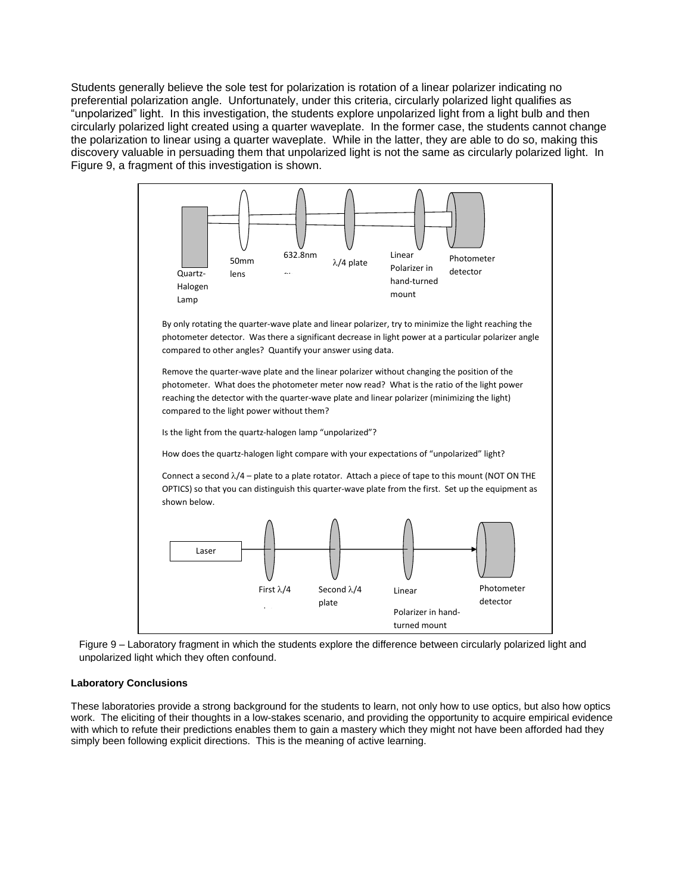Students generally believe the sole test for polarization is rotation of a linear polarizer indicating no preferential polarization angle. Unfortunately, under this criteria, circularly polarized light qualifies as "unpolarized" light. In this investigation, the students explore unpolarized light from a light bulb and then circularly polarized light created using a quarter waveplate. In the former case, the students cannot change the polarization to linear using a quarter waveplate. While in the latter, they are able to do so, making this discovery valuable in persuading them that unpolarized light is not the same as circularly polarized light. In Figure 9, a fragment of this investigation is shown.

Quartz-Halogen Lamp | 50mm lens | 632.8nm | λ/4 plate | Linear Polarizer in hand-turned mount | Photometer detector

By only rotating the quarter-wave plate and linear polarizer, try to minimize the light reaching the photometer detector. Was there a significant decrease in light power at a particular polarizer angle compared to other angles? Quantify your answer using data.

Remove the quarter-wave plate and the linear polarizer without changing the position of the photometer. What does the photometer meter now read? What is the ratio of the light power reaching the detector with the quarter-wave plate and linear polarizer (minimizing the light) compared to the light power without them?

Is the light from the quartz-halogen lamp "unpolarized"?

How does the quartz-halogen light compare with your expectations of "unpolarized" light?

Connect a second λ/4 – plate to a plate rotator. Attach a piece of tape to this mount (NOT ON THE OPTICS) so that you can distinguish this quarter-wave plate from the first. Set up the equipment as shown below.

Laser | First λ/4 | Second λ/4 plate | Linear Polarizer in hand-turned mount | Photometer detector

Figure 9 – Laboratory fragment in which the students explore the difference between circularly polarized light and unpolarized light which they often confound.

**Laboratory Conclusions**

These laboratories provide a strong background for the students to learn, not only how to use optics, but also how optics work. The eliciting of their thoughts in a low-stakes scenario, and providing the opportunity to acquire empirical evidence with which to refute their predictions enables them to gain a mastery which they might not have been afforded had they simply been following explicit directions. This is the meaning of active learning.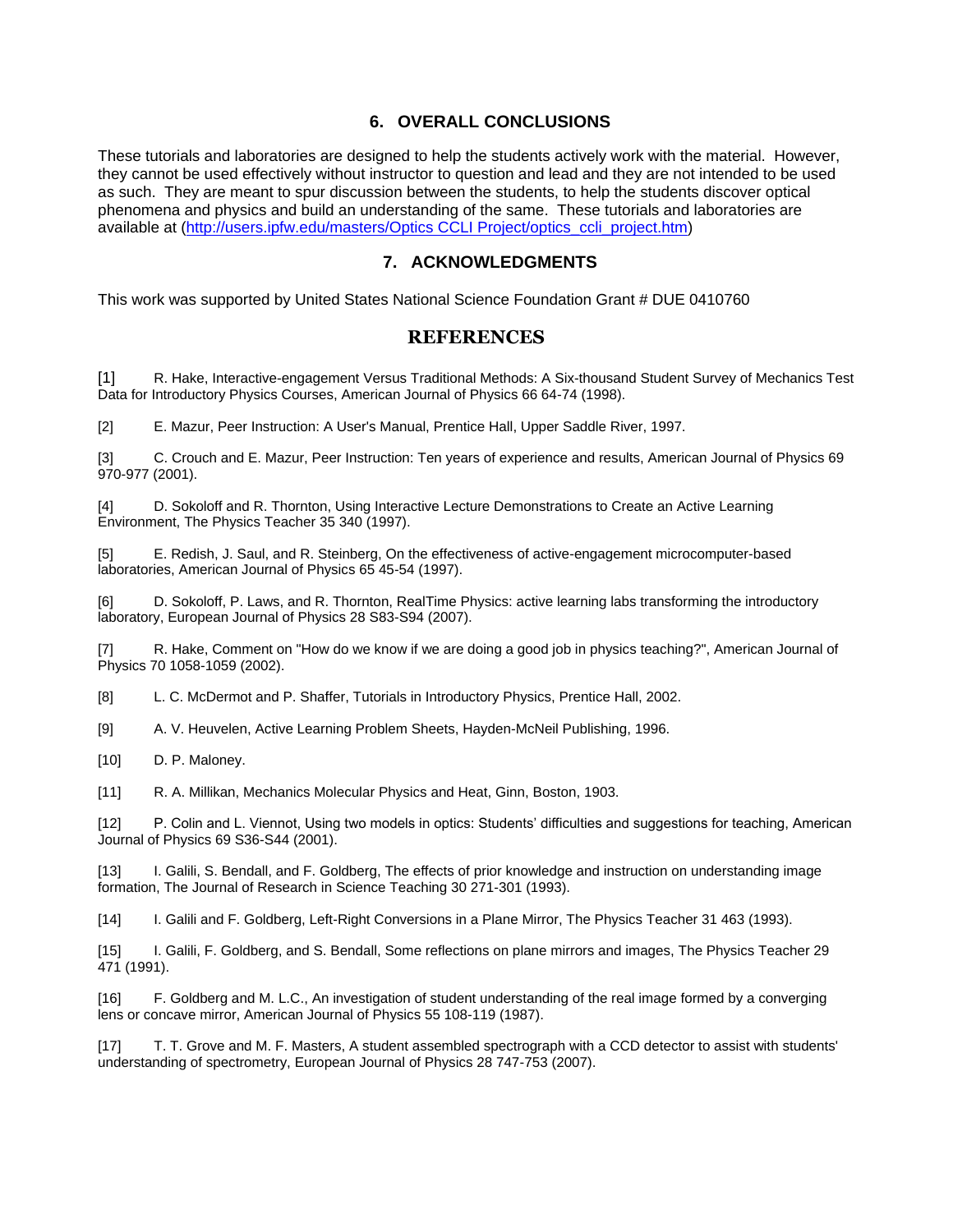## 6. OVERALL CONCLUSIONS

These tutorials and laboratories are designed to help the students actively work with the material. However, they cannot be used effectively without instructor to question and lead and they are not intended to be used as such. They are meant to spur discussion between the students, to help the students discover optical phenomena and physics and build an understanding of the same. These tutorials and laboratories are available at (http://users.ipfw.edu/masters/Optics CCLI Project/optics_ccli_project.htm)

## 7. ACKNOWLEDGMENTS

This work was supported by United States National Science Foundation Grant # DUE 0410760

## REFERENCES

[1] R. Hake, Interactive-engagement Versus Traditional Methods: A Six-thousand Student Survey of Mechanics Test Data for Introductory Physics Courses, American Journal of Physics 66 64-74 (1998).

[2] E. Mazur, Peer Instruction: A User's Manual, Prentice Hall, Upper Saddle River, 1997.

[3] C. Crouch and E. Mazur, Peer Instruction: Ten years of experience and results, American Journal of Physics 69 970-977 (2001).

[4] D. Sokoloff and R. Thornton, Using Interactive Lecture Demonstrations to Create an Active Learning Environment, The Physics Teacher 35 340 (1997).

[5] E. Redish, J. Saul, and R. Steinberg, On the effectiveness of active-engagement microcomputer-based laboratories, American Journal of Physics 65 45-54 (1997).

[6] D. Sokoloff, P. Laws, and R. Thornton, RealTime Physics: active learning labs transforming the introductory laboratory, European Journal of Physics 28 S83-S94 (2007).

[7] R. Hake, Comment on "How do we know if we are doing a good job in physics teaching?", American Journal of Physics 70 1058-1059 (2002).

[8] L. C. McDermott and P. Shaffer, Tutorials in Introductory Physics, Prentice Hall, 2002.

[9] A. V. Heuvelen, Active Learning Problem Sheets, Hayden-McNeil Publishing, 1996.

[10] D. P. Maloney.

[11] R. A. Millikan, Mechanics Molecular Physics and Heat, Ginn, Boston, 1903.

[12] P. Colin and L. Viennot, Using two models in optics: Students' difficulties and suggestions for teaching, American Journal of Physics 69 S36-S44 (2001).

[13] I. Galili, S. Bendall, and F. Goldberg, The effects of prior knowledge and instruction on understanding image formation, The Journal of Research in Science Teaching 30 271-301 (1993).

[14] I. Galili and F. Goldberg, Left-Right Conversions in a Plane Mirror, The Physics Teacher 31 463 (1993).

[15] I. Galili, F. Goldberg, and S. Bendall, Some reflections on plane mirrors and images, The Physics Teacher 29 471 (1991).

[16] F. Goldberg and M. L.C., An investigation of student understanding of the real image formed by a converging lens or concave mirror, American Journal of Physics 55 108-119 (1987).

[17] T. T. Grove and M. F. Masters, A student assembled spectrograph with a CCD detector to assist with students' understanding of spectrometry, European Journal of Physics 28 747-753 (2007).